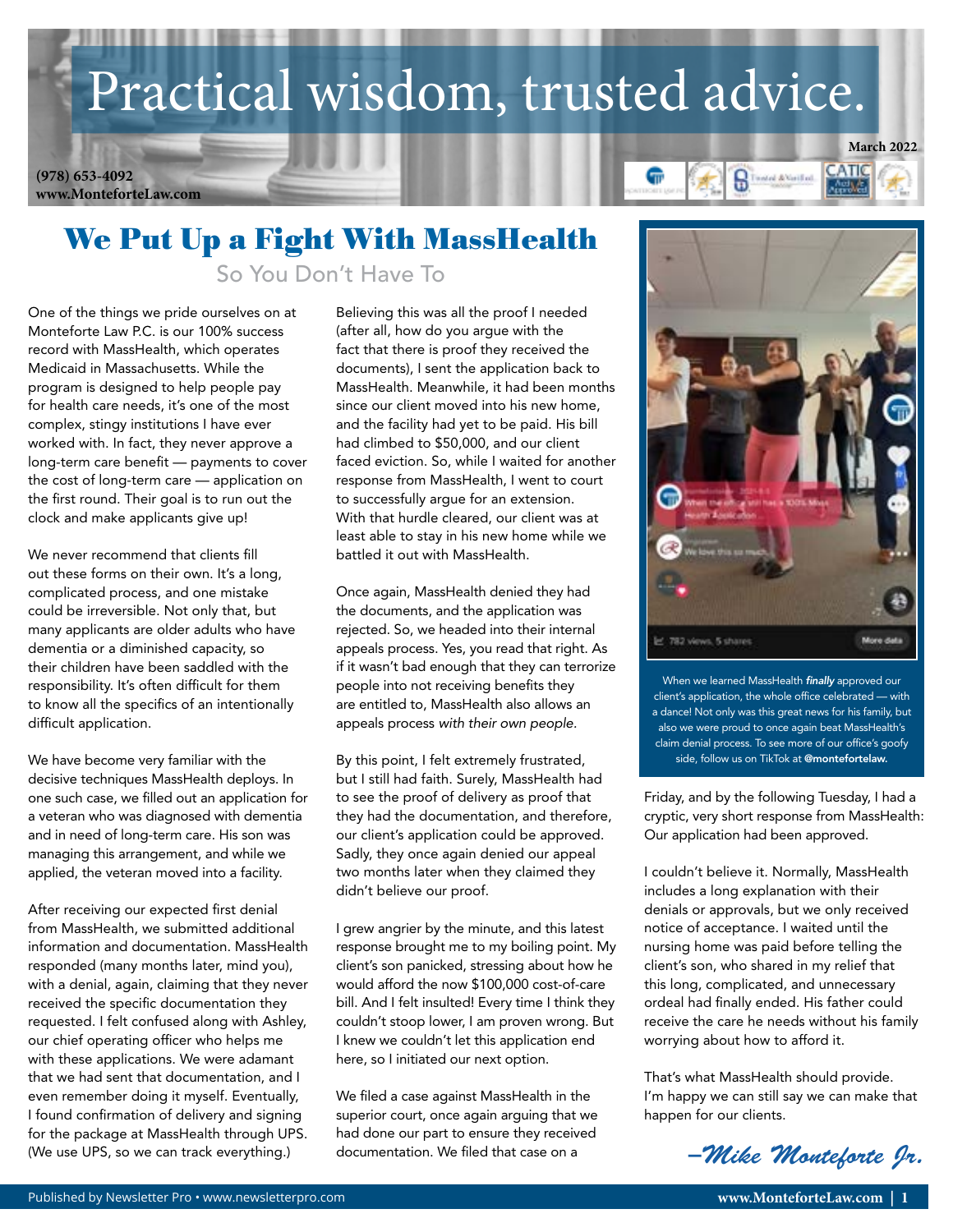# Practical wisdom, trusted advice.

March 2022

(978) 653-4092
www.MonteforteLaw.com

## We Put Up a Fight With MassHealth

### So You Don't Have To

One of the things we pride ourselves on at Monteforte Law P.C. is our 100% success record with MassHealth, which operates Medicaid in Massachusetts. While the program is designed to help people pay for health care needs, it's one of the most complex, stingy institutions I have ever worked with. In fact, they never approve a long-term care benefit — payments to cover the cost of long-term care — application on the first round. Their goal is to run out the clock and make applicants give up!

We never recommend that clients fill out these forms on their own. It's a long, complicated process, and one mistake could be irreversible. Not only that, but many applicants are older adults who have dementia or a diminished capacity, so their children have been saddled with the responsibility. It's often difficult for them to know all the specifics of an intentionally difficult application.

We have become very familiar with the decisive techniques MassHealth deploys. In one such case, we filled out an application for a veteran who was diagnosed with dementia and in need of long-term care. His son was managing this arrangement, and while we applied, the veteran moved into a facility.

After receiving our expected first denial from MassHealth, we submitted additional information and documentation. MassHealth responded (many months later, mind you), with a denial, again, claiming that they never received the specific documentation they requested. I felt confused along with Ashley, our chief operating officer who helps me with these applications. We were adamant that we had sent that documentation, and I even remember doing it myself. Eventually, I found confirmation of delivery and signing for the package at MassHealth through UPS. (We use UPS, so we can track everything.)

Believing this was all the proof I needed (after all, how do you argue with the fact that there is proof they received the documents), I sent the application back to MassHealth. Meanwhile, it had been months since our client moved into his new home, and the facility had yet to be paid. His bill had climbed to $50,000, and our client faced eviction. So, while I waited for another response from MassHealth, I went to court to successfully argue for an extension. With that hurdle cleared, our client was at least able to stay in his new home while we battled it out with MassHealth.

Once again, MassHealth denied they had the documents, and the application was rejected. So, we headed into their internal appeals process. Yes, you read that right. As if it wasn't bad enough that they can terrorize people into not receiving benefits they are entitled to, MassHealth also allows an appeals process *with their own people.*

By this point, I felt extremely frustrated, but I still had faith. Surely, MassHealth had to see the proof of delivery as proof that they had the documentation, and therefore, our client's application could be approved. Sadly, they once again denied our appeal two months later when they claimed they didn't believe our proof.

I grew angrier by the minute, and this latest response brought me to my boiling point. My client's son panicked, stressing about how he would afford the now $100,000 cost-of-care bill. And I felt insulted! Every time I think they couldn't stoop lower, I am proven wrong. But I knew we couldn't let this application end here, so I initiated our next option.

We filed a case against MassHealth in the superior court, once again arguing that we had done our part to ensure they received documentation. We filed that case on a Friday, and by the following Tuesday, I had a cryptic, very short response from MassHealth: Our application had been approved.

I couldn't believe it. Normally, MassHealth includes a long explanation with their denials or approvals, but we only received notice of acceptance. I waited until the nursing home was paid before telling the client's son, who shared in my relief that this long, complicated, and unnecessary ordeal had finally ended. His father could receive the care he needs without his family worrying about how to afford it.

That's what MassHealth should provide. I'm happy we can still say we can make that happen for our clients.

*–Mike Monteforte Jr.*

When we learned MassHealth ***finally*** approved our client's application, the whole office celebrated — with a dance! Not only was this great news for his family, but also we were proud to once again beat MassHealth's claim denial process. To see more of our office's goofy side, follow us on TikTok at **@montefortelaw.**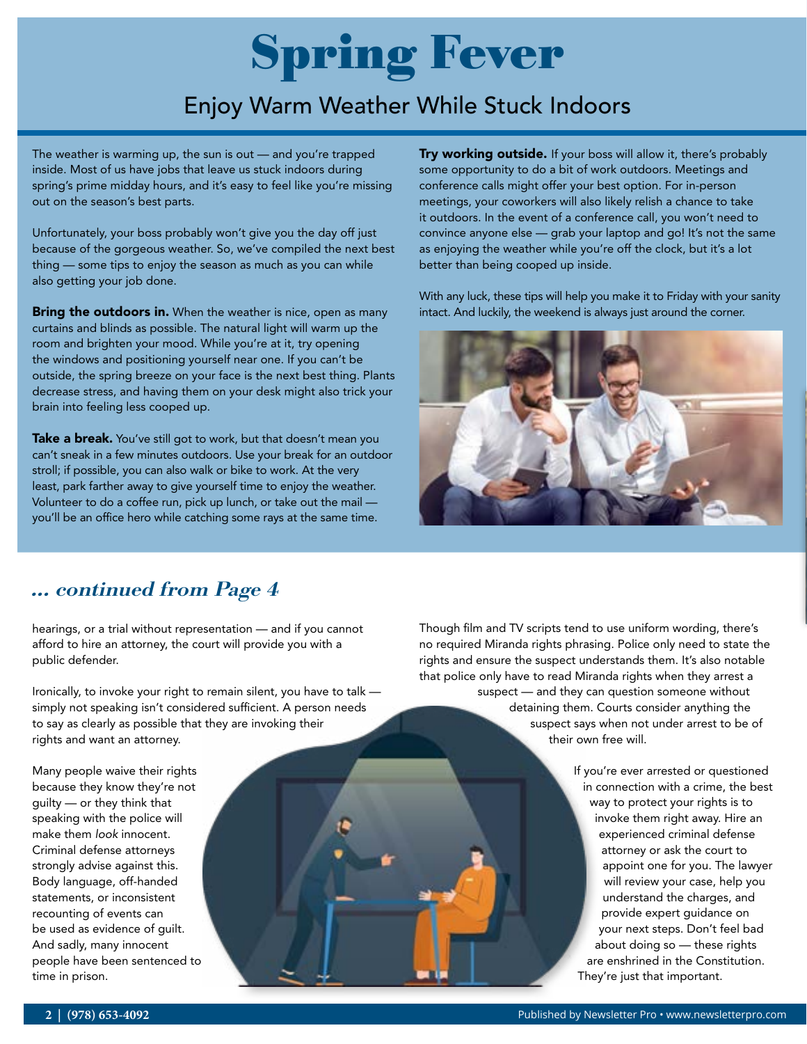# Spring Fever

## Enjoy Warm Weather While Stuck Indoors

The weather is warming up, the sun is out — and you're trapped inside. Most of us have jobs that leave us stuck indoors during spring's prime midday hours, and it's easy to feel like you're missing out on the season's best parts.

Unfortunately, your boss probably won't give you the day off just because of the gorgeous weather. So, we've compiled the next best thing — some tips to enjoy the season as much as you can while also getting your job done.

**Bring the outdoors in.** When the weather is nice, open as many curtains and blinds as possible. The natural light will warm up the room and brighten your mood. While you're at it, try opening the windows and positioning yourself near one. If you can't be outside, the spring breeze on your face is the next best thing. Plants decrease stress, and having them on your desk might also trick your brain into feeling less cooped up.

**Take a break.** You've still got to work, but that doesn't mean you can't sneak in a few minutes outdoors. Use your break for an outdoor stroll; if possible, you can also walk or bike to work. At the very least, park farther away to give yourself time to enjoy the weather. Volunteer to do a coffee run, pick up lunch, or take out the mail — you'll be an office hero while catching some rays at the same time.

**Try working outside.** If your boss will allow it, there's probably some opportunity to do a bit of work outdoors. Meetings and conference calls might offer your best option. For in-person meetings, your coworkers will also likely relish a chance to take it outdoors. In the event of a conference call, you won't need to convince anyone else — grab your laptop and go! It's not the same as enjoying the weather while you're off the clock, but it's a lot better than being cooped up inside.

With any luck, these tips will help you make it to Friday with your sanity intact. And luckily, the weekend is always just around the corner.

## *... continued from Page 4*

hearings, or a trial without representation — and if you cannot afford to hire an attorney, the court will provide you with a public defender.

Ironically, to invoke your right to remain silent, you have to talk — simply not speaking isn't considered sufficient. A person needs to say as clearly as possible that they are invoking their rights and want an attorney.

Many people waive their rights because they know they're not guilty — or they think that speaking with the police will make them *look* innocent. Criminal defense attorneys strongly advise against this. Body language, off-handed statements, or inconsistent recounting of events can be used as evidence of guilt. And sadly, many innocent people have been sentenced to time in prison.

Though film and TV scripts tend to use uniform wording, there's no required Miranda rights phrasing. Police only need to state the rights and ensure the suspect understands them. It's also notable that police only have to read Miranda rights when they arrest a suspect — and they can question someone without detaining them. Courts consider anything the suspect says when not under arrest to be of their own free will.

If you're ever arrested or questioned in connection with a crime, the best way to protect your rights is to invoke them right away. Hire an experienced criminal defense attorney or ask the court to appoint one for you. The lawyer will review your case, help you understand the charges, and provide expert guidance on your next steps. Don't feel bad about doing so — these rights are enshrined in the Constitution. They're just that important.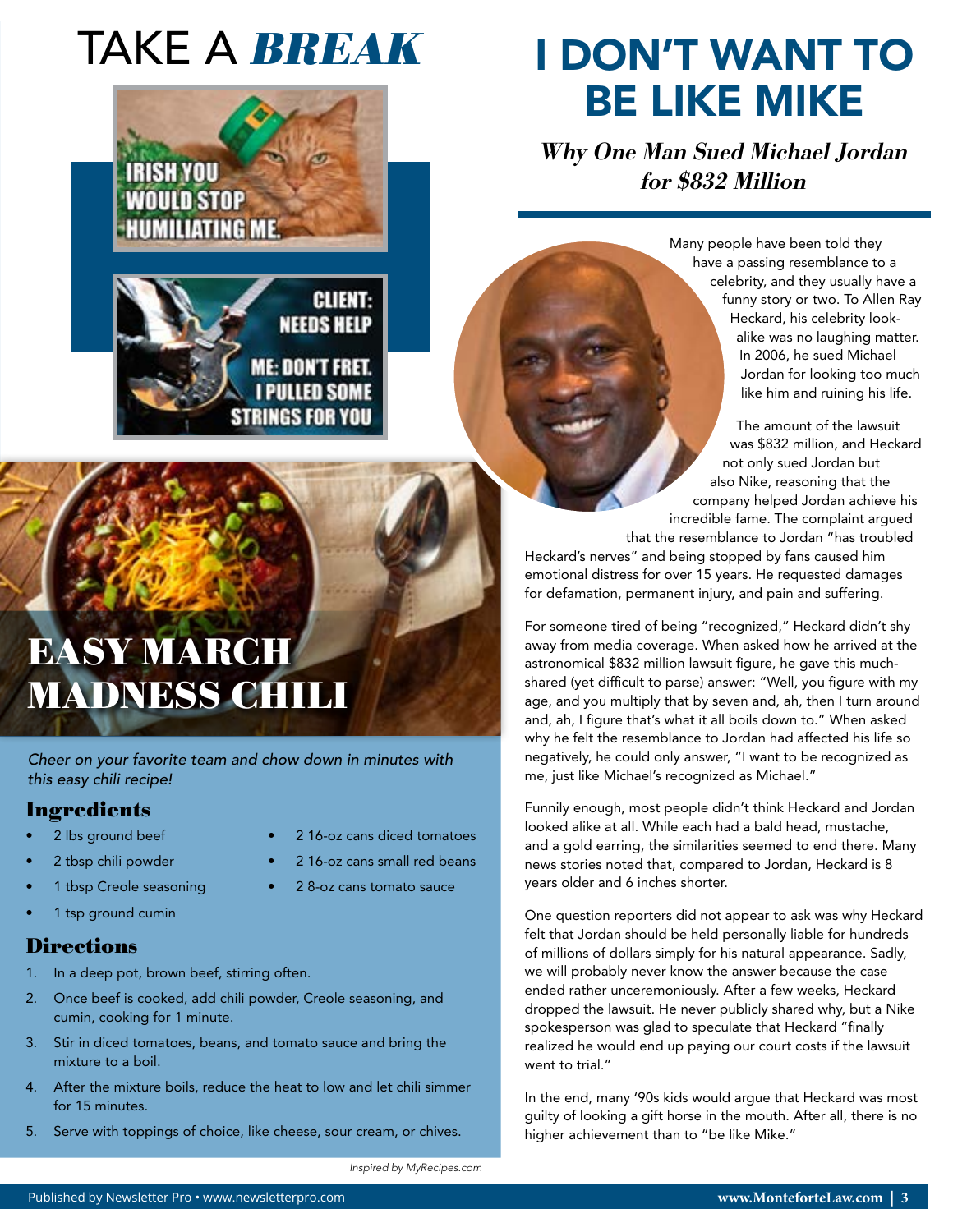# TAKE A *BREAK*

IRISH YOU WOULD STOP HUMILIATING ME.

CLIENT: NEEDS HELP

ME: DON'T FRET. I PULLED SOME STRINGS FOR YOU

## EASY MARCH MADNESS CHILI

*Cheer on your favorite team and chow down in minutes with this easy chili recipe!*

### Ingredients

- 2 lbs ground beef
- 2 tbsp chili powder
- 1 tbsp Creole seasoning
- 1 tsp ground cumin
- 2 16-oz cans diced tomatoes
- 2 16-oz cans small red beans
- 2 8-oz cans tomato sauce

### Directions

1. In a deep pot, brown beef, stirring often.
2. Once beef is cooked, add chili powder, Creole seasoning, and cumin, cooking for 1 minute.
3. Stir in diced tomatoes, beans, and tomato sauce and bring the mixture to a boil.
4. After the mixture boils, reduce the heat to low and let chili simmer for 15 minutes.
5. Serve with toppings of choice, like cheese, sour cream, or chives.

*Inspired by MyRecipes.com*

# I DON'T WANT TO BE LIKE MIKE

## *Why One Man Sued Michael Jordan for $832 Million*

Many people have been told they have a passing resemblance to a celebrity, and they usually have a funny story or two. To Allen Ray Heckard, his celebrity look-alike was no laughing matter. In 2006, he sued Michael Jordan for looking too much like him and ruining his life.

The amount of the lawsuit was $832 million, and Heckard not only sued Jordan but also Nike, reasoning that the company helped Jordan achieve his incredible fame. The complaint argued that the resemblance to Jordan "has troubled Heckard's nerves" and being stopped by fans caused him emotional distress for over 15 years. He requested damages for defamation, permanent injury, and pain and suffering.

For someone tired of being "recognized," Heckard didn't shy away from media coverage. When asked how he arrived at the astronomical $832 million lawsuit figure, he gave this much-shared (yet difficult to parse) answer: "Well, you figure with my age, and you multiply that by seven and, ah, then I turn around and, ah, I figure that's what it all boils down to." When asked why he felt the resemblance to Jordan had affected his life so negatively, he could only answer, "I want to be recognized as me, just like Michael's recognized as Michael."

Funnily enough, most people didn't think Heckard and Jordan looked alike at all. While each had a bald head, mustache, and a gold earring, the similarities seemed to end there. Many news stories noted that, compared to Jordan, Heckard is 8 years older and 6 inches shorter.

One question reporters did not appear to ask was why Heckard felt that Jordan should be held personally liable for hundreds of millions of dollars simply for his natural appearance. Sadly, we will probably never know the answer because the case ended rather unceremoniously. After a few weeks, Heckard dropped the lawsuit. He never publicly shared why, but a Nike spokesperson was glad to speculate that Heckard "finally realized he would end up paying our court costs if the lawsuit went to trial."

In the end, many '90s kids would argue that Heckard was most guilty of looking a gift horse in the mouth. After all, there is no higher achievement than to "be like Mike."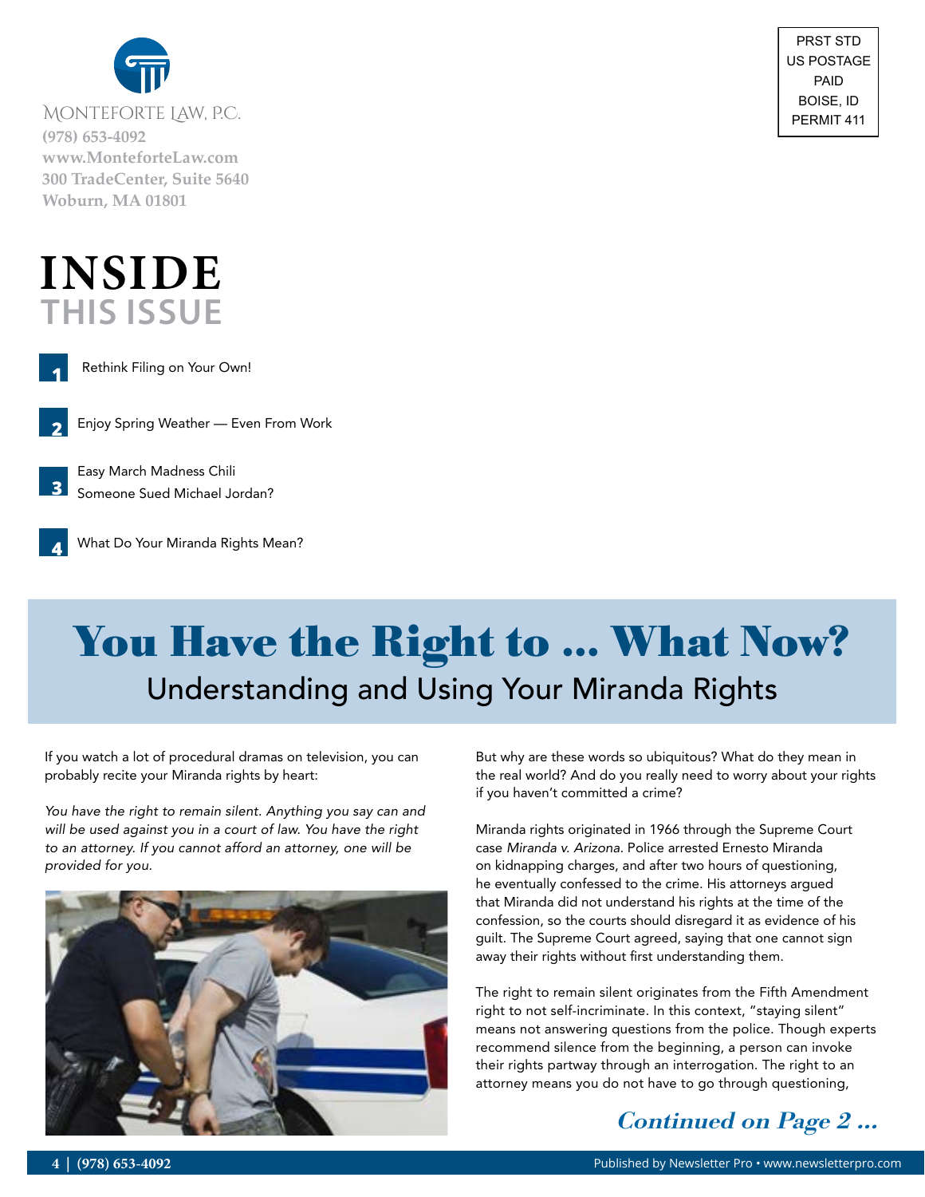Monteforte Law, P.C.
(978) 653-4092
www.MonteforteLaw.com
300 TradeCenter, Suite 5640
Woburn, MA 01801

PRST STD
US POSTAGE
PAID
BOISE, ID
PERMIT 411

# INSIDE THIS ISSUE

1. Rethink Filing on Your Own!
2. Enjoy Spring Weather — Even From Work
3. Easy March Madness Chili
   Someone Sued Michael Jordan?
4. What Do Your Miranda Rights Mean?

# You Have the Right to … What Now?

## Understanding and Using Your Miranda Rights

If you watch a lot of procedural dramas on television, you can probably recite your Miranda rights by heart:

*You have the right to remain silent. Anything you say can and will be used against you in a court of law. You have the right to an attorney. If you cannot afford an attorney, one will be provided for you.*

But why are these words so ubiquitous? What do they mean in the real world? And do you really need to worry about your rights if you haven't committed a crime?

Miranda rights originated in 1966 through the Supreme Court case *Miranda v. Arizona*. Police arrested Ernesto Miranda on kidnapping charges, and after two hours of questioning, he eventually confessed to the crime. His attorneys argued that Miranda did not understand his rights at the time of the confession, so the courts should disregard it as evidence of his guilt. The Supreme Court agreed, saying that one cannot sign away their rights without first understanding them.

The right to remain silent originates from the Fifth Amendment right to not self-incriminate. In this context, "staying silent" means not answering questions from the police. Though experts recommend silence from the beginning, a person can invoke their rights partway through an interrogation. The right to an attorney means you do not have to go through questioning,

***Continued on Page 2 …***